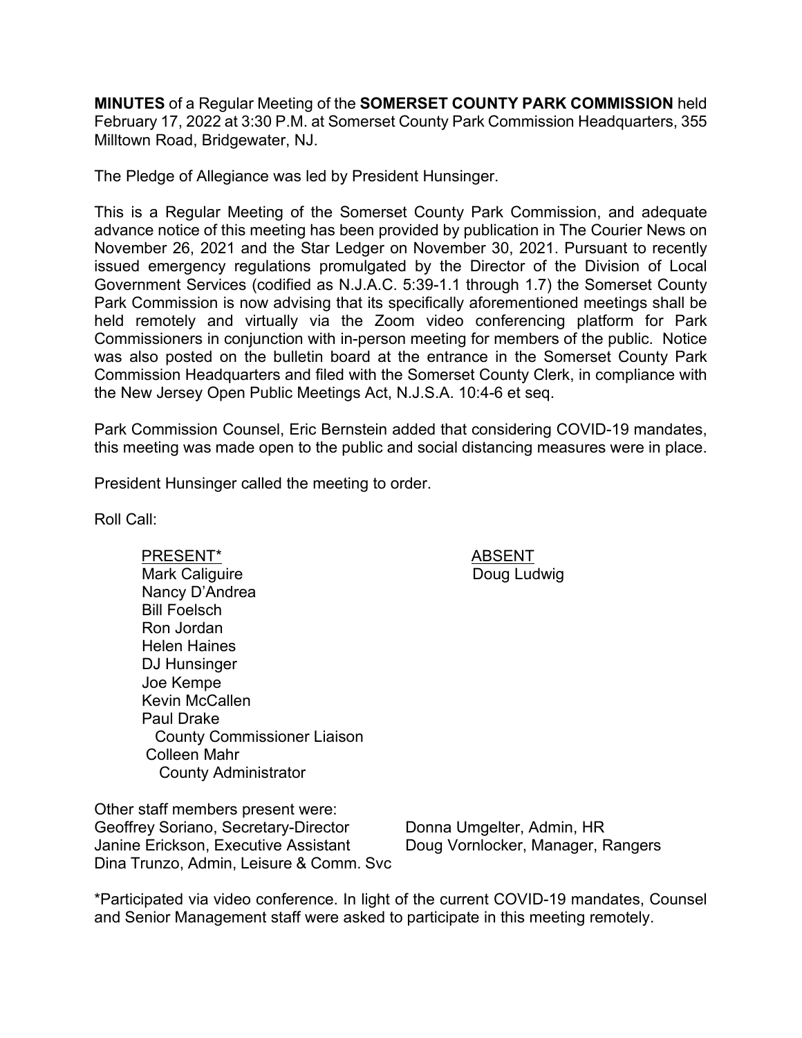**MINUTES** of a Regular Meeting of the **SOMERSET COUNTY PARK COMMISSION** held February 17, 2022 at 3:30 P.M. at Somerset County Park Commission Headquarters, 355 Milltown Road, Bridgewater, NJ.

The Pledge of Allegiance was led by President Hunsinger.

This is a Regular Meeting of the Somerset County Park Commission, and adequate advance notice of this meeting has been provided by publication in The Courier News on November 26, 2021 and the Star Ledger on November 30, 2021. Pursuant to recently issued emergency regulations promulgated by the Director of the Division of Local Government Services (codified as N.J.A.C. 5:39-1.1 through 1.7) the Somerset County Park Commission is now advising that its specifically aforementioned meetings shall be held remotely and virtually via the Zoom video conferencing platform for Park Commissioners in conjunction with in-person meeting for members of the public. Notice was also posted on the bulletin board at the entrance in the Somerset County Park Commission Headquarters and filed with the Somerset County Clerk, in compliance with the New Jersey Open Public Meetings Act, N.J.S.A. 10:4-6 et seq.

Park Commission Counsel, Eric Bernstein added that considering COVID-19 mandates, this meeting was made open to the public and social distancing measures were in place.

President Hunsinger called the meeting to order.

Roll Call:

| PRESENT* | ABSENT |
|---|---|
| Mark Caliguire | Doug Ludwig |
| Nancy D'Andrea | |
| Bill Foelsch | |
| Ron Jordan | |
| Helen Haines | |
| DJ Hunsinger | |
| Joe Kempe | |
| Kevin McCallen | |
| Paul Drake<br>County Commissioner Liaison | |
| Colleen Mahr<br>County Administrator | |

Other staff members present were:

| | |
|---|---|
| Geoffrey Soriano, Secretary-Director | Donna Umgelter, Admin, HR |
| Janine Erickson, Executive Assistant | Doug Vornlocker, Manager, Rangers |
| Dina Trunzo, Admin, Leisure & Comm. Svc | |

*Participated via video conference. In light of the current COVID-19 mandates, Counsel and Senior Management staff were asked to participate in this meeting remotely.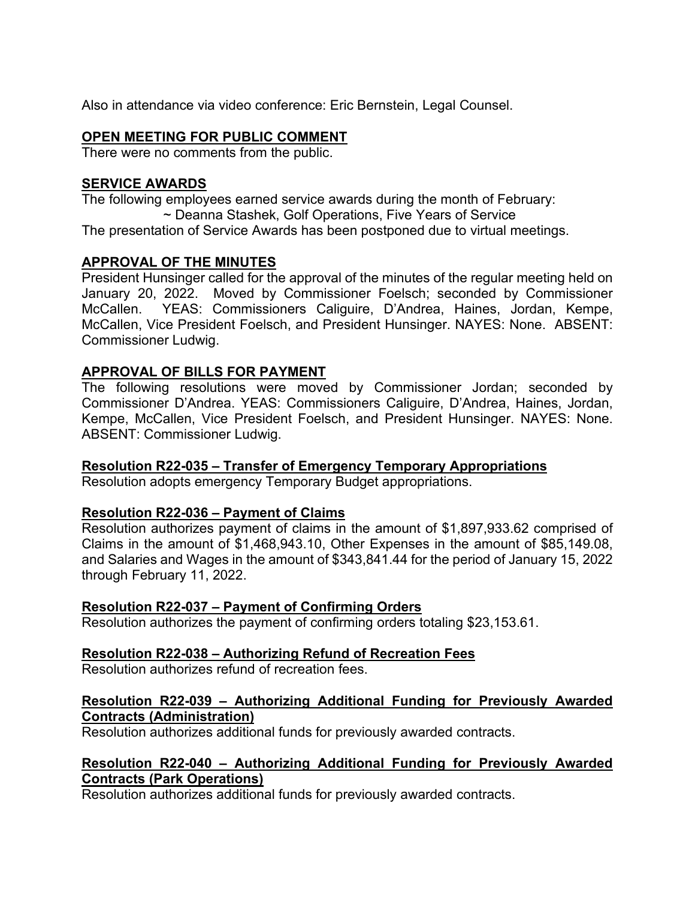Also in attendance via video conference: Eric Bernstein, Legal Counsel.

## OPEN MEETING FOR PUBLIC COMMENT

There were no comments from the public.

## SERVICE AWARDS

The following employees earned service awards during the month of February:

~ Deanna Stashek, Golf Operations, Five Years of Service

The presentation of Service Awards has been postponed due to virtual meetings.

## APPROVAL OF THE MINUTES

President Hunsinger called for the approval of the minutes of the regular meeting held on January 20, 2022. Moved by Commissioner Foelsch; seconded by Commissioner McCallen. YEAS: Commissioners Caliguire, D'Andrea, Haines, Jordan, Kempe, McCallen, Vice President Foelsch, and President Hunsinger. NAYES: None. ABSENT: Commissioner Ludwig.

## APPROVAL OF BILLS FOR PAYMENT

The following resolutions were moved by Commissioner Jordan; seconded by Commissioner D'Andrea. YEAS: Commissioners Caliguire, D'Andrea, Haines, Jordan, Kempe, McCallen, Vice President Foelsch, and President Hunsinger. NAYES: None. ABSENT: Commissioner Ludwig.

### Resolution R22-035 – Transfer of Emergency Temporary Appropriations

Resolution adopts emergency Temporary Budget appropriations.

### Resolution R22-036 – Payment of Claims

Resolution authorizes payment of claims in the amount of $1,897,933.62 comprised of Claims in the amount of $1,468,943.10, Other Expenses in the amount of $85,149.08, and Salaries and Wages in the amount of $343,841.44 for the period of January 15, 2022 through February 11, 2022.

### Resolution R22-037 – Payment of Confirming Orders

Resolution authorizes the payment of confirming orders totaling $23,153.61.

### Resolution R22-038 – Authorizing Refund of Recreation Fees

Resolution authorizes refund of recreation fees.

### Resolution R22-039 – Authorizing Additional Funding for Previously Awarded Contracts (Administration)

Resolution authorizes additional funds for previously awarded contracts.

### Resolution R22-040 – Authorizing Additional Funding for Previously Awarded Contracts (Park Operations)

Resolution authorizes additional funds for previously awarded contracts.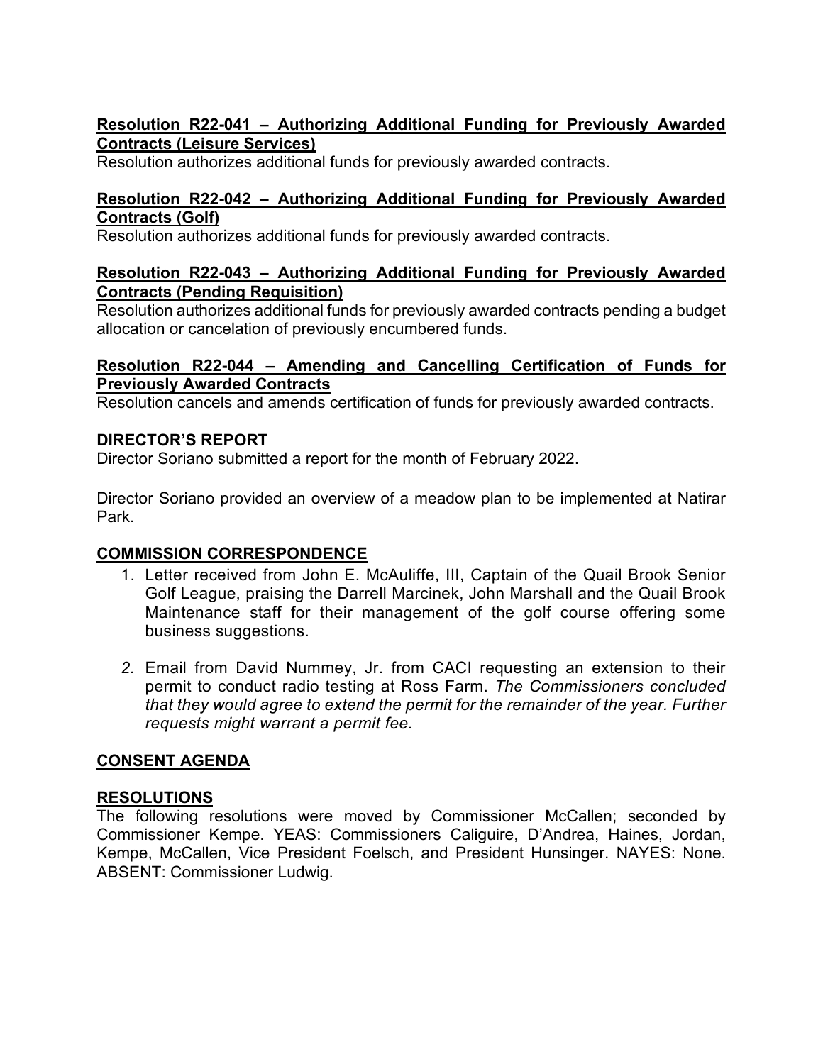**<u>Resolution R22-041 – Authorizing Additional Funding for Previously Awarded Contracts (Leisure Services)</u>**
Resolution authorizes additional funds for previously awarded contracts.

**<u>Resolution R22-042 – Authorizing Additional Funding for Previously Awarded Contracts (Golf)</u>**
Resolution authorizes additional funds for previously awarded contracts.

**<u>Resolution R22-043 – Authorizing Additional Funding for Previously Awarded Contracts (Pending Requisition)</u>**
Resolution authorizes additional funds for previously awarded contracts pending a budget allocation or cancelation of previously encumbered funds.

**<u>Resolution R22-044 – Amending and Cancelling Certification of Funds for Previously Awarded Contracts</u>**
Resolution cancels and amends certification of funds for previously awarded contracts.

**DIRECTOR'S REPORT**
Director Soriano submitted a report for the month of February 2022.

Director Soriano provided an overview of a meadow plan to be implemented at Natirar Park.

**<u>COMMISSION CORRESPONDENCE</u>**

1. Letter received from John E. McAuliffe, III, Captain of the Quail Brook Senior Golf League, praising the Darrell Marcinek, John Marshall and the Quail Brook Maintenance staff for their management of the golf course offering some business suggestions.

2. Email from David Nummey, Jr. from CACI requesting an extension to their permit to conduct radio testing at Ross Farm. *The Commissioners concluded that they would agree to extend the permit for the remainder of the year. Further requests might warrant a permit fee.*

**<u>CONSENT AGENDA</u>**

**<u>RESOLUTIONS</u>**
The following resolutions were moved by Commissioner McCallen; seconded by Commissioner Kempe. YEAS: Commissioners Caliguire, D'Andrea, Haines, Jordan, Kempe, McCallen, Vice President Foelsch, and President Hunsinger. NAYES: None. ABSENT: Commissioner Ludwig.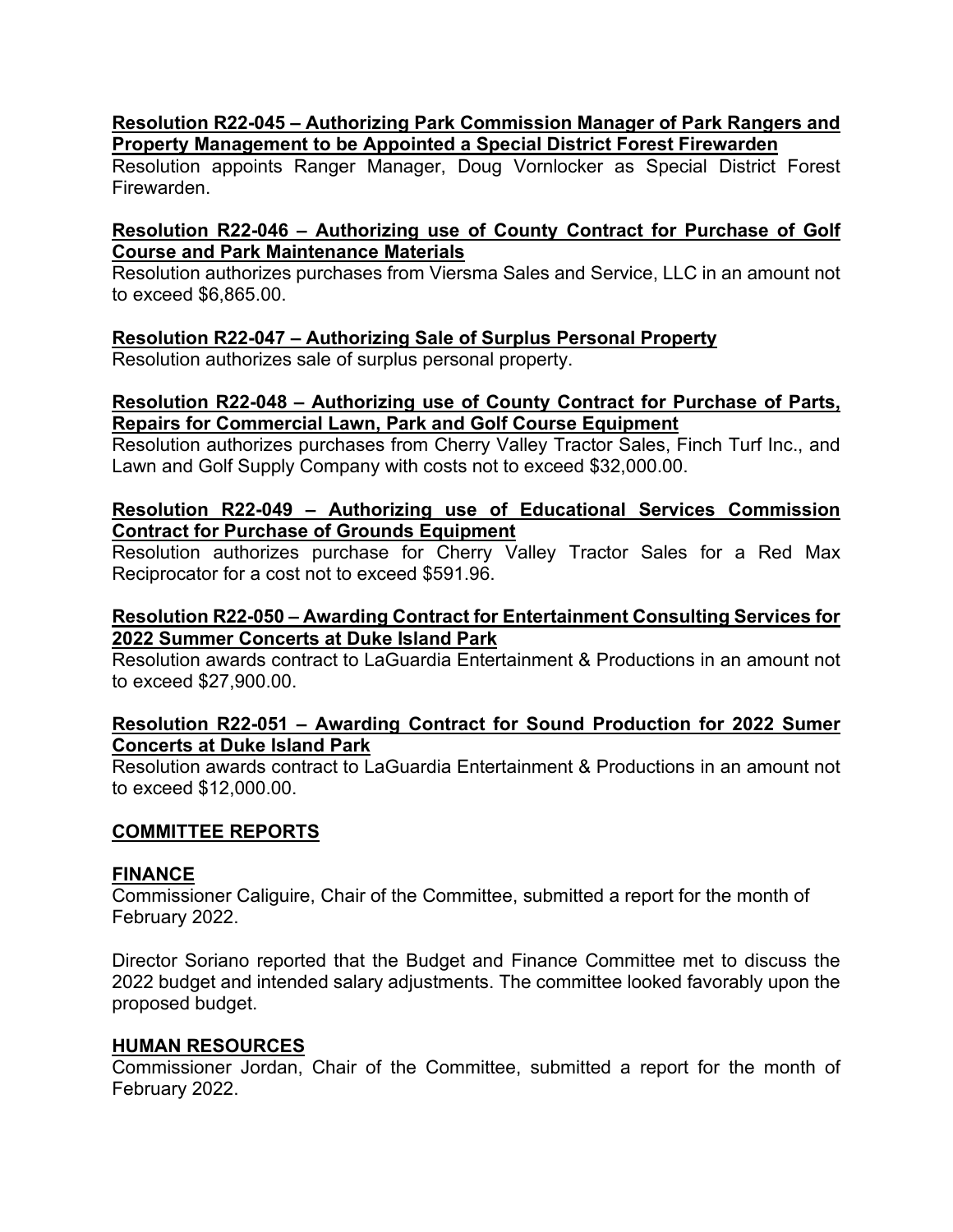**Resolution R22-045 – Authorizing Park Commission Manager of Park Rangers and Property Management to be Appointed a Special District Forest Firewarden**

Resolution appoints Ranger Manager, Doug Vornlocker as Special District Forest Firewarden.

**Resolution R22-046 – Authorizing use of County Contract for Purchase of Golf Course and Park Maintenance Materials**

Resolution authorizes purchases from Viersma Sales and Service, LLC in an amount not to exceed $6,865.00.

**Resolution R22-047 – Authorizing Sale of Surplus Personal Property**

Resolution authorizes sale of surplus personal property.

**Resolution R22-048 – Authorizing use of County Contract for Purchase of Parts, Repairs for Commercial Lawn, Park and Golf Course Equipment**

Resolution authorizes purchases from Cherry Valley Tractor Sales, Finch Turf Inc., and Lawn and Golf Supply Company with costs not to exceed $32,000.00.

**Resolution R22-049 – Authorizing use of Educational Services Commission Contract for Purchase of Grounds Equipment**

Resolution authorizes purchase for Cherry Valley Tractor Sales for a Red Max Reciprocator for a cost not to exceed $591.96.

**Resolution R22-050 – Awarding Contract for Entertainment Consulting Services for 2022 Summer Concerts at Duke Island Park**

Resolution awards contract to LaGuardia Entertainment & Productions in an amount not to exceed $27,900.00.

**Resolution R22-051 – Awarding Contract for Sound Production for 2022 Sumer Concerts at Duke Island Park**

Resolution awards contract to LaGuardia Entertainment & Productions in an amount not to exceed $12,000.00.

## COMMITTEE REPORTS

### FINANCE

Commissioner Caliguire, Chair of the Committee, submitted a report for the month of February 2022.

Director Soriano reported that the Budget and Finance Committee met to discuss the 2022 budget and intended salary adjustments. The committee looked favorably upon the proposed budget.

### HUMAN RESOURCES

Commissioner Jordan, Chair of the Committee, submitted a report for the month of February 2022.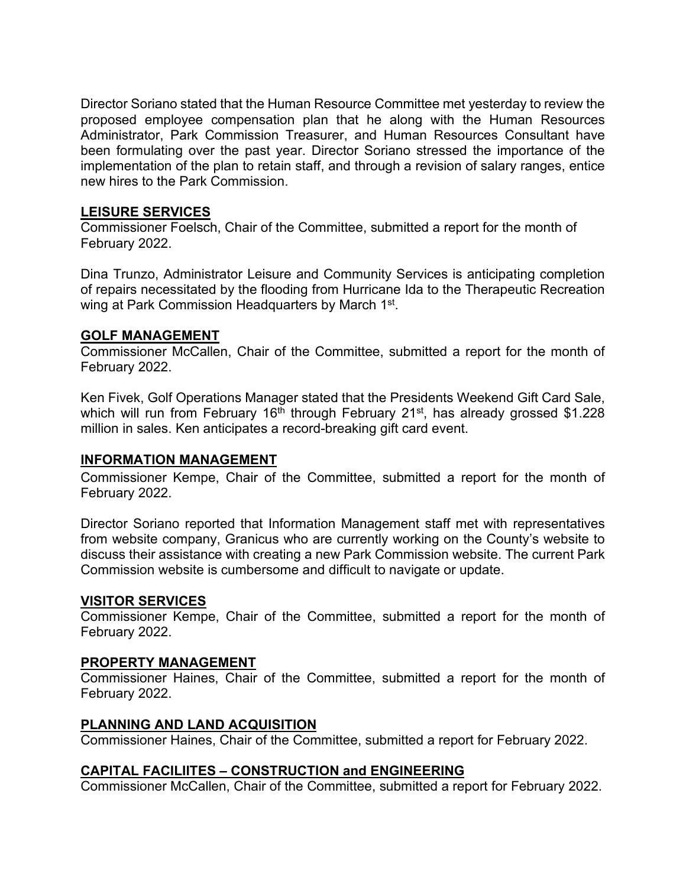Director Soriano stated that the Human Resource Committee met yesterday to review the proposed employee compensation plan that he along with the Human Resources Administrator, Park Commission Treasurer, and Human Resources Consultant have been formulating over the past year. Director Soriano stressed the importance of the implementation of the plan to retain staff, and through a revision of salary ranges, entice new hires to the Park Commission.

**LEISURE SERVICES**

Commissioner Foelsch, Chair of the Committee, submitted a report for the month of February 2022.

Dina Trunzo, Administrator Leisure and Community Services is anticipating completion of repairs necessitated by the flooding from Hurricane Ida to the Therapeutic Recreation wing at Park Commission Headquarters by March 1st.

**GOLF MANAGEMENT**

Commissioner McCallen, Chair of the Committee, submitted a report for the month of February 2022.

Ken Fivek, Golf Operations Manager stated that the Presidents Weekend Gift Card Sale, which will run from February 16th through February 21st, has already grossed $1.228 million in sales. Ken anticipates a record-breaking gift card event.

**INFORMATION MANAGEMENT**

Commissioner Kempe, Chair of the Committee, submitted a report for the month of February 2022.

Director Soriano reported that Information Management staff met with representatives from website company, Granicus who are currently working on the County's website to discuss their assistance with creating a new Park Commission website. The current Park Commission website is cumbersome and difficult to navigate or update.

**VISITOR SERVICES**

Commissioner Kempe, Chair of the Committee, submitted a report for the month of February 2022.

**PROPERTY MANAGEMENT**

Commissioner Haines, Chair of the Committee, submitted a report for the month of February 2022.

**PLANNING AND LAND ACQUISITION**

Commissioner Haines, Chair of the Committee, submitted a report for February 2022.

**CAPITAL FACILIITES – CONSTRUCTION and ENGINEERING**

Commissioner McCallen, Chair of the Committee, submitted a report for February 2022.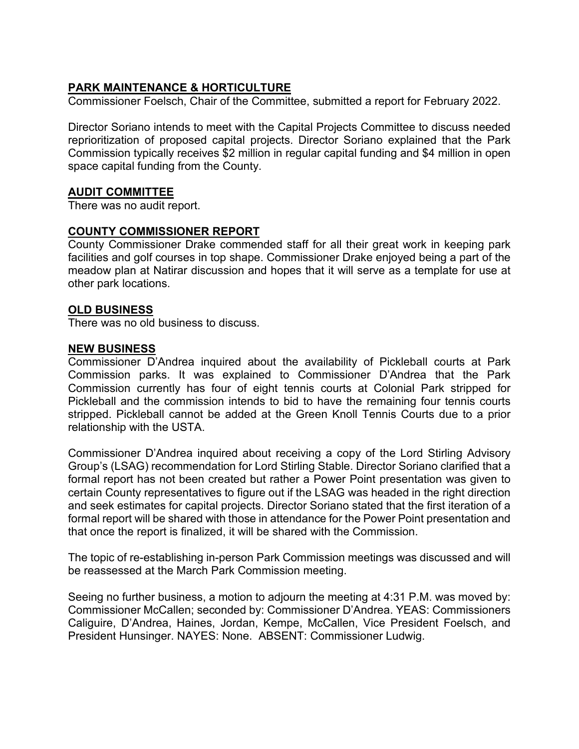## PARK MAINTENANCE & HORTICULTURE

Commissioner Foelsch, Chair of the Committee, submitted a report for February 2022.

Director Soriano intends to meet with the Capital Projects Committee to discuss needed reprioritization of proposed capital projects. Director Soriano explained that the Park Commission typically receives $2 million in regular capital funding and $4 million in open space capital funding from the County.

## AUDIT COMMITTEE

There was no audit report.

## COUNTY COMMISSIONER REPORT

County Commissioner Drake commended staff for all their great work in keeping park facilities and golf courses in top shape. Commissioner Drake enjoyed being a part of the meadow plan at Natirar discussion and hopes that it will serve as a template for use at other park locations.

## OLD BUSINESS

There was no old business to discuss.

## NEW BUSINESS

Commissioner D'Andrea inquired about the availability of Pickleball courts at Park Commission parks. It was explained to Commissioner D'Andrea that the Park Commission currently has four of eight tennis courts at Colonial Park stripped for Pickleball and the commission intends to bid to have the remaining four tennis courts stripped. Pickleball cannot be added at the Green Knoll Tennis Courts due to a prior relationship with the USTA.

Commissioner D'Andrea inquired about receiving a copy of the Lord Stirling Advisory Group's (LSAG) recommendation for Lord Stirling Stable. Director Soriano clarified that a formal report has not been created but rather a Power Point presentation was given to certain County representatives to figure out if the LSAG was headed in the right direction and seek estimates for capital projects. Director Soriano stated that the first iteration of a formal report will be shared with those in attendance for the Power Point presentation and that once the report is finalized, it will be shared with the Commission.

The topic of re-establishing in-person Park Commission meetings was discussed and will be reassessed at the March Park Commission meeting.

Seeing no further business, a motion to adjourn the meeting at 4:31 P.M. was moved by: Commissioner McCallen; seconded by: Commissioner D'Andrea. YEAS: Commissioners Caliguire, D'Andrea, Haines, Jordan, Kempe, McCallen, Vice President Foelsch, and President Hunsinger. NAYES: None. ABSENT: Commissioner Ludwig.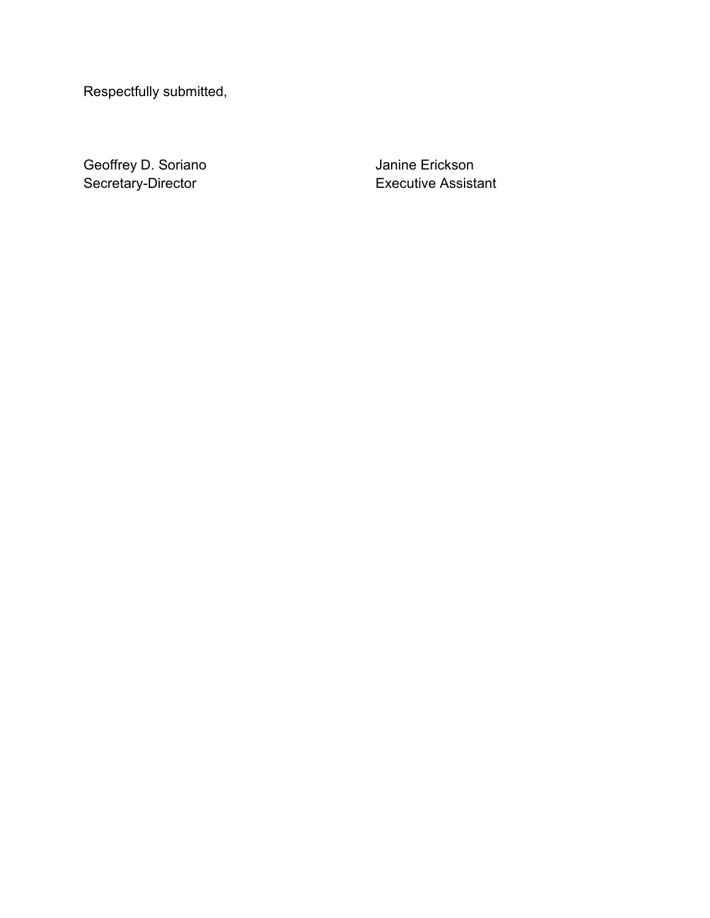Respectfully submitted,

Geoffrey D. Soriano
Secretary-Director

Janine Erickson
Executive Assistant